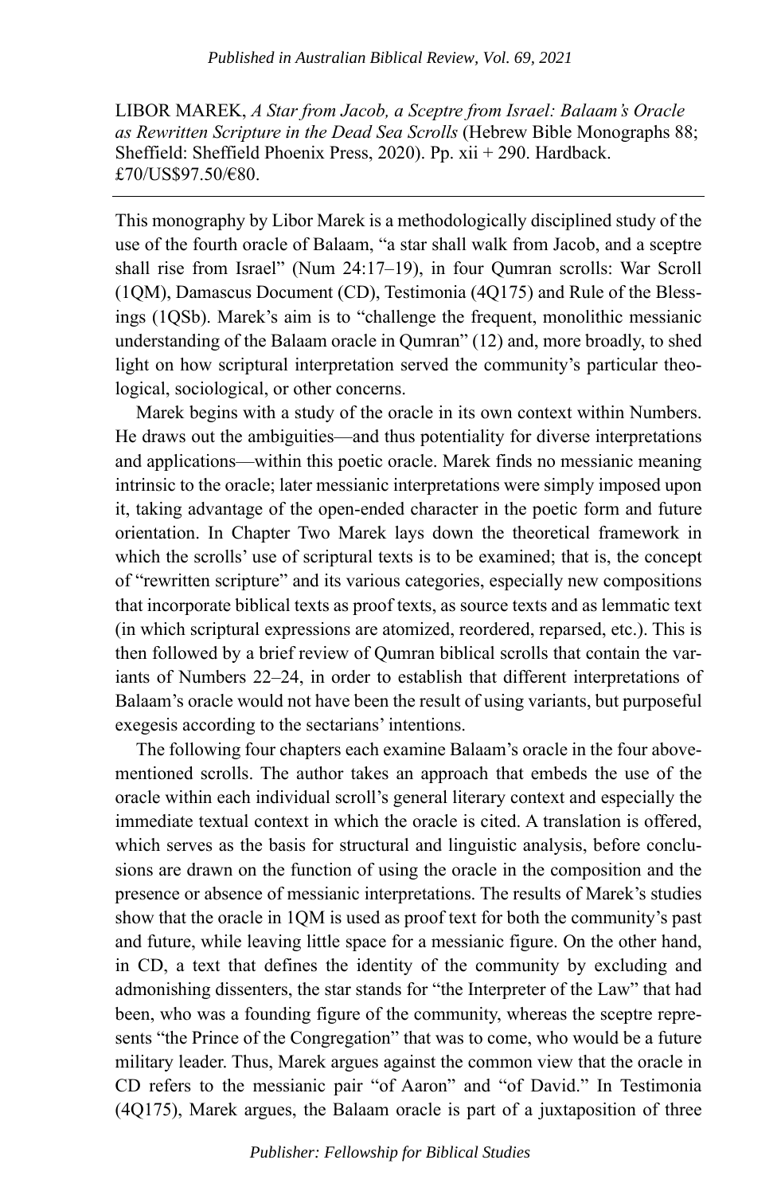LIBOR MAREK, *A Star from Jacob, a Sceptre from Israel: Balaam's Oracle as Rewritten Scripture in the Dead Sea Scrolls* (Hebrew Bible Monographs 88; Sheffield: Sheffield Phoenix Press, 2020). Pp. xii + 290. Hardback. £70/US$97.50/€80.

---

This monography by Libor Marek is a methodologically disciplined study of the use of the fourth oracle of Balaam, "a star shall walk from Jacob, and a sceptre shall rise from Israel" (Num 24:17–19), in four Qumran scrolls: War Scroll (1QM), Damascus Document (CD), Testimonia (4Q175) and Rule of the Blessings (1QSb). Marek's aim is to "challenge the frequent, monolithic messianic understanding of the Balaam oracle in Qumran" (12) and, more broadly, to shed light on how scriptural interpretation served the community's particular theological, sociological, or other concerns.

Marek begins with a study of the oracle in its own context within Numbers. He draws out the ambiguities—and thus potentiality for diverse interpretations and applications—within this poetic oracle. Marek finds no messianic meaning intrinsic to the oracle; later messianic interpretations were simply imposed upon it, taking advantage of the open-ended character in the poetic form and future orientation. In Chapter Two Marek lays down the theoretical framework in which the scrolls' use of scriptural texts is to be examined; that is, the concept of "rewritten scripture" and its various categories, especially new compositions that incorporate biblical texts as proof texts, as source texts and as lemmatic text (in which scriptural expressions are atomized, reordered, reparsed, etc.). This is then followed by a brief review of Qumran biblical scrolls that contain the variants of Numbers 22–24, in order to establish that different interpretations of Balaam's oracle would not have been the result of using variants, but purposeful exegesis according to the sectarians' intentions.

The following four chapters each examine Balaam's oracle in the four above-mentioned scrolls. The author takes an approach that embeds the use of the oracle within each individual scroll's general literary context and especially the immediate textual context in which the oracle is cited. A translation is offered, which serves as the basis for structural and linguistic analysis, before conclusions are drawn on the function of using the oracle in the composition and the presence or absence of messianic interpretations. The results of Marek's studies show that the oracle in 1QM is used as proof text for both the community's past and future, while leaving little space for a messianic figure. On the other hand, in CD, a text that defines the identity of the community by excluding and admonishing dissenters, the star stands for "the Interpreter of the Law" that had been, who was a founding figure of the community, whereas the sceptre represents "the Prince of the Congregation" that was to come, who would be a future military leader. Thus, Marek argues against the common view that the oracle in CD refers to the messianic pair "of Aaron" and "of David." In Testimonia (4Q175), Marek argues, the Balaam oracle is part of a juxtaposition of three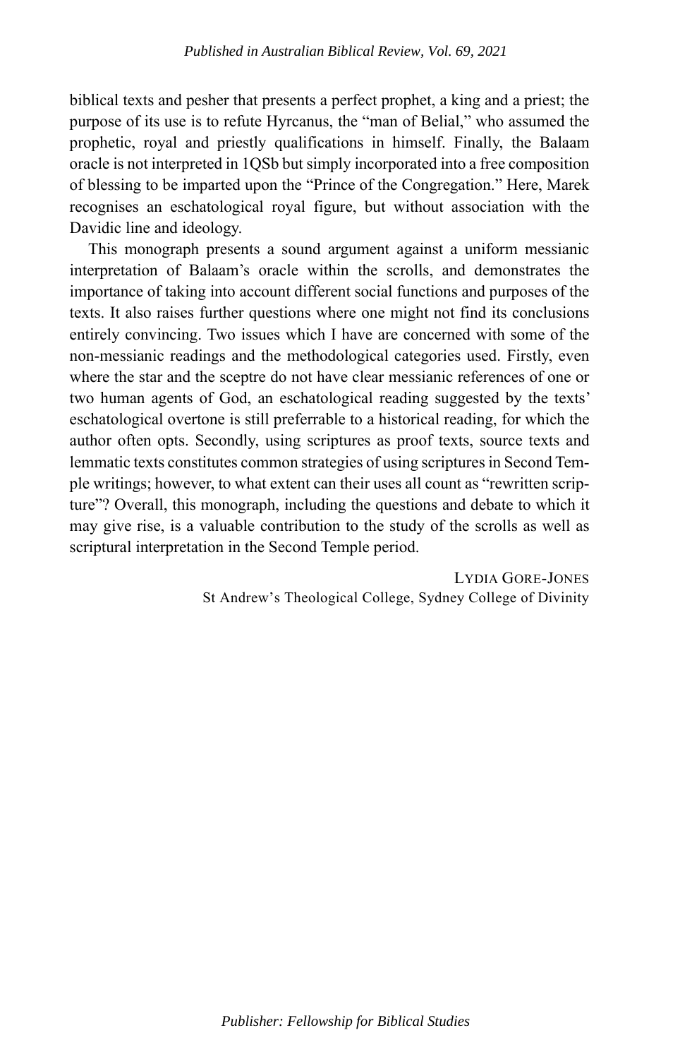biblical texts and pesher that presents a perfect prophet, a king and a priest; the purpose of its use is to refute Hyrcanus, the "man of Belial," who assumed the prophetic, royal and priestly qualifications in himself. Finally, the Balaam oracle is not interpreted in 1QSb but simply incorporated into a free composition of blessing to be imparted upon the "Prince of the Congregation." Here, Marek recognises an eschatological royal figure, but without association with the Davidic line and ideology.

This monograph presents a sound argument against a uniform messianic interpretation of Balaam's oracle within the scrolls, and demonstrates the importance of taking into account different social functions and purposes of the texts. It also raises further questions where one might not find its conclusions entirely convincing. Two issues which I have are concerned with some of the non-messianic readings and the methodological categories used. Firstly, even where the star and the sceptre do not have clear messianic references of one or two human agents of God, an eschatological reading suggested by the texts' eschatological overtone is still preferrable to a historical reading, for which the author often opts. Secondly, using scriptures as proof texts, source texts and lemmatic texts constitutes common strategies of using scriptures in Second Temple writings; however, to what extent can their uses all count as "rewritten scripture"? Overall, this monograph, including the questions and debate to which it may give rise, is a valuable contribution to the study of the scrolls as well as scriptural interpretation in the Second Temple period.

LYDIA GORE-JONES
St Andrew's Theological College, Sydney College of Divinity